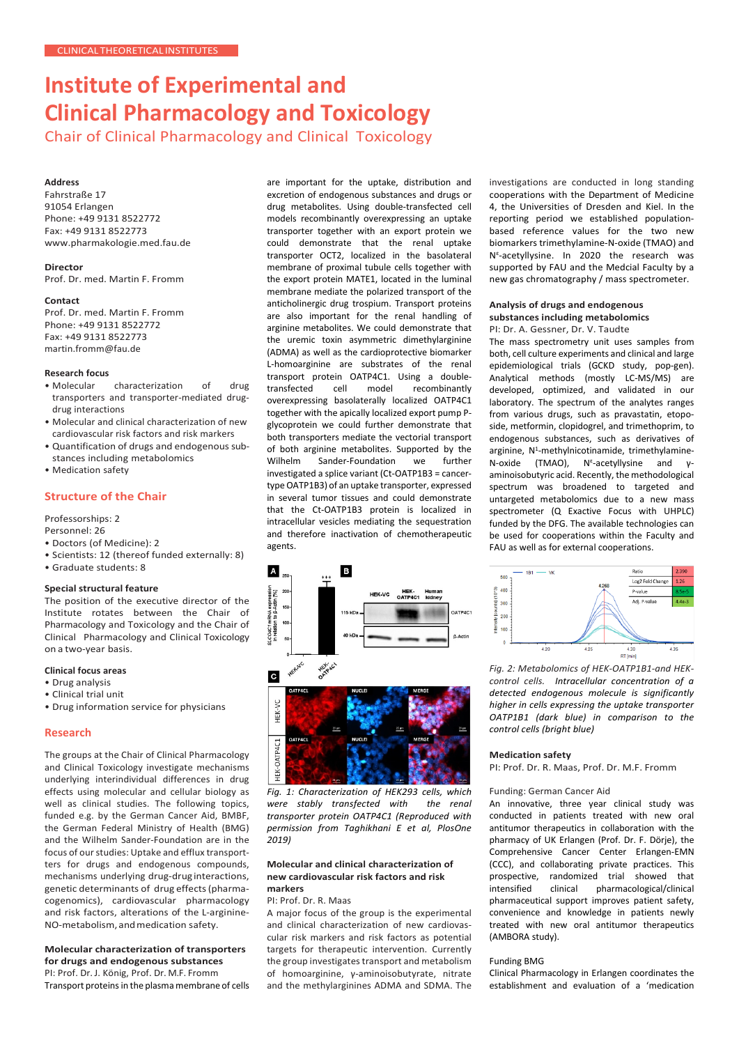CLINICAL THEORETICAL INSTITUTES

# Institute of Experimental and Clinical Pharmacology and Toxicology

## Chair of Clinical Pharmacology and Clinical Toxicology

**Address**
Fahrstraße 17
91054 Erlangen
Phone: +49 9131 8522772
Fax: +49 9131 8522773
www.pharmakologie.med.fau.de

**Director**
Prof. Dr. med. Martin F. Fromm

**Contact**
Prof. Dr. med. Martin F. Fromm
Phone: +49 9131 8522772
Fax: +49 9131 8522773
martin.fromm@fau.de

**Research focus**

- Molecular characterization of drug transporters and transporter-mediated drug-drug interactions
- Molecular and clinical characterization of new cardiovascular risk factors and risk markers
- Quantification of drugs and endogenous substances including metabolomics
- Medication safety

### Structure of the Chair

Professorships: 2
Personnel: 26

- Doctors (of Medicine): 2
- Scientists: 12 (thereof funded externally: 8)
- Graduate students: 8

**Special structural feature**
The position of the executive director of the Institute rotates between the Chair of Pharmacology and Toxicology and the Chair of Clinical Pharmacology and Clinical Toxicology on a two-year basis.

**Clinical focus areas**

- Drug analysis
- Clinical trial unit
- Drug information service for physicians

### Research

The groups at the Chair of Clinical Pharmacology and Clinical Toxicology investigate mechanisms underlying interindividual differences in drug effects using molecular and cellular biology as well as clinical studies. The following topics, funded e.g. by the German Cancer Aid, BMBF, the German Federal Ministry of Health (BMG) and the Wilhelm Sander-Foundation are in the focus of our studies: Uptake and efflux transporters for drugs and endogenous compounds, mechanisms underlying drug-drug interactions, genetic determinants of drug effects (pharmacogenomics), cardiovascular pharmacology and risk factors, alterations of the L-arginine-NO-metabolism, and medication safety.

**Molecular characterization of transporters for drugs and endogenous substances**
PI: Prof. Dr. J. König, Prof. Dr. M.F. Fromm

Transport proteins in the plasma membrane of cells are important for the uptake, distribution and excretion of endogenous substances and drugs or drug metabolites. Using double-transfected cell models recombinantly overexpressing an uptake transporter together with an export protein we could demonstrate that the renal uptake transporter OCT2, localized in the basolateral membrane of proximal tubule cells together with the export protein MATE1, located in the luminal membrane mediate the polarized transport of the anticholinergic drug trospium. Transport proteins are also important for the renal handling of arginine metabolites. We could demonstrate that the uremic toxin asymmetric dimethylarginine (ADMA) as well as the cardioprotective biomarker L-homoarginine are substrates of the renal transport protein OATP4C1. Using a double-transfected cell model recombinantly overexpressing basolaterally localized OATP4C1 together with the apically localized export pump P-glycoprotein we could further demonstrate that both transporters mediate the vectorial transport of both arginine metabolites. Supported by the Wilhelm Sander-Foundation we further investigated a splice variant (Ct-OATP1B3 = cancer-type OATP1B3) of an uptake transporter, expressed in several tumor tissues and could demonstrate that the Ct-OATP1B3 protein is localized in intracellular vesicles mediating the sequestration and therefore inactivation of chemotherapeutic agents.

*Fig. 1: Characterization of HEK293 cells, which were stably transfected with the renal transporter protein OATP4C1 (Reproduced with permission from Taghikhani E et al, PlosOne 2019)*

**Molecular and clinical characterization of new cardiovascular risk factors and risk markers**
PI: Prof. Dr. R. Maas

A major focus of the group is the experimental and clinical characterization of new cardiovascular risk markers and risk factors as potential targets for therapeutic intervention. Currently the group investigates transport and metabolism of homoarginine, γ-aminoisobutyrate, nitrate and the methylarginines ADMA and SDMA. The investigations are conducted in long standing cooperations with the Department of Medicine 4, the Universities of Dresden and Kiel. In the reporting period we established population-based reference values for the two new biomarkers trimethylamine-N-oxide (TMAO) and $N^{\varepsilon}$-acetyllysine. In 2020 the research was supported by FAU and the Medcial Faculty by a new gas chromatography / mass spectrometer.

**Analysis of drugs and endogenous substances including metabolomics**
PI: Dr. A. Gessner, Dr. V. Taudte

The mass spectrometry unit uses samples from both, cell culture experiments and clinical and large epidemiological trials (GCKD study, pop-gen). Analytical methods (mostly LC-MS/MS) are developed, optimized, and validated in our laboratory. The spectrum of the analytes ranges from various drugs, such as pravastatin, etoposide, metformin, clopidogrel, and trimethoprim, to endogenous substances, such as derivatives of arginine, $N^1$-methylnicotinamide, trimethylamine-N-oxide (TMAO), $N^{\varepsilon}$-acetyllysine and γ-aminoisobutyric acid. Recently, the methodological spectrum was broadened to targeted and untargeted metabolomics due to a new mass spectrometer (Q Exactive Focus with UHPLC) funded by the DFG. The available technologies can be used for cooperations within the Faculty and FAU as well as for external cooperations.

*Fig. 2: Metabolomics of HEK-OATP1B1-and HEK-control cells. Intracellular concentration of a detected endogenous molecule is significantly higher in cells expressing the uptake transporter OATP1B1 (dark blue) in comparison to the control cells (bright blue)*

**Medication safety**
PI: Prof. Dr. R. Maas, Prof. Dr. M.F. Fromm

Funding: German Cancer Aid
An innovative, three year clinical study was conducted in patients treated with new oral antitumor therapeutics in collaboration with the pharmacy of UK Erlangen (Prof. Dr. F. Dörje), the Comprehensive Cancer Center Erlangen-EMN (CCC), and collaborating private practices. This prospective, randomized trial showed that intensified clinical pharmacological/clinical pharmaceutical support improves patient safety, convenience and knowledge in patients newly treated with new oral antitumor therapeutics (AMBORA study).

Funding BMG
Clinical Pharmacology in Erlangen coordinates the establishment and evaluation of a 'medication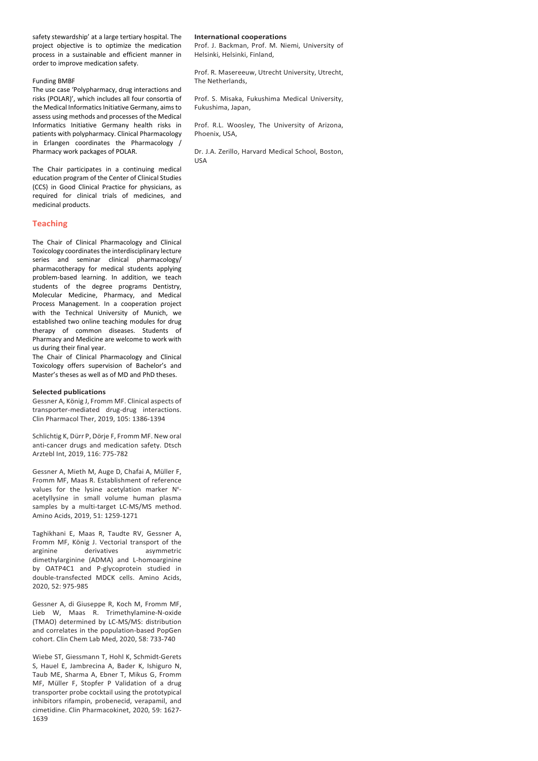safety stewardship' at a large tertiary hospital. The project objective is to optimize the medication process in a sustainable and efficient manner in order to improve medication safety.

Funding BMBF

The use case 'Polypharmacy, drug interactions and risks (POLAR)', which includes all four consortia of the Medical Informatics Initiative Germany, aims to assess using methods and processes of the Medical Informatics Initiative Germany health risks in patients with polypharmacy. Clinical Pharmacology in Erlangen coordinates the Pharmacology / Pharmacy work packages of POLAR.

The Chair participates in a continuing medical education program of the Center of Clinical Studies (CCS) in Good Clinical Practice for physicians, as required for clinical trials of medicines, and medicinal products.

## Teaching

The Chair of Clinical Pharmacology and Clinical Toxicology coordinates the interdisciplinary lecture series and seminar clinical pharmacology/ pharmacotherapy for medical students applying problem-based learning. In addition, we teach students of the degree programs Dentistry, Molecular Medicine, Pharmacy, and Medical Process Management. In a cooperation project with the Technical University of Munich, we established two online teaching modules for drug therapy of common diseases. Students of Pharmacy and Medicine are welcome to work with us during their final year.

The Chair of Clinical Pharmacology and Clinical Toxicology offers supervision of Bachelor's and Master's theses as well as of MD and PhD theses.

**Selected publications**

Gessner A, König J, Fromm MF. Clinical aspects of transporter-mediated drug-drug interactions. Clin Pharmacol Ther, 2019, 105: 1386-1394

Schlichtig K, Dürr P, Dörje F, Fromm MF. New oral anti-cancer drugs and medication safety. Dtsch Arztebl Int, 2019, 116: 775-782

Gessner A, Mieth M, Auge D, Chafai A, Müller F, Fromm MF, Maas R. Establishment of reference values for the lysine acetylation marker $N^{\varepsilon}$-acetyllysine in small volume human plasma samples by a multi-target LC-MS/MS method. Amino Acids, 2019, 51: 1259-1271

Taghikhani E, Maas R, Taudte RV, Gessner A, Fromm MF, König J. Vectorial transport of the arginine derivatives asymmetric dimethylarginine (ADMA) and L-homoarginine by OATP4C1 and P-glycoprotein studied in double-transfected MDCK cells. Amino Acids, 2020, 52: 975-985

Gessner A, di Giuseppe R, Koch M, Fromm MF, Lieb W, Maas R. Trimethylamine-N-oxide (TMAO) determined by LC-MS/MS: distribution and correlates in the population-based PopGen cohort. Clin Chem Lab Med, 2020, 58: 733-740

Wiebe ST, Giessmann T, Hohl K, Schmidt-Gerets S, Hauel E, Jambrecina A, Bader K, Ishiguro N, Taub ME, Sharma A, Ebner T, Mikus G, Fromm MF, Müller F, Stopfer P Validation of a drug transporter probe cocktail using the prototypical inhibitors rifampin, probenecid, verapamil, and cimetidine. Clin Pharmacokinet, 2020, 59: 1627-1639

**International cooperations**

Prof. J. Backman, Prof. M. Niemi, University of Helsinki, Helsinki, Finland,

Prof. R. Masereeuw, Utrecht University, Utrecht, The Netherlands,

Prof. S. Misaka, Fukushima Medical University, Fukushima, Japan,

Prof. R.L. Woosley, The University of Arizona, Phoenix, USA,

Dr. J.A. Zerillo, Harvard Medical School, Boston, USA